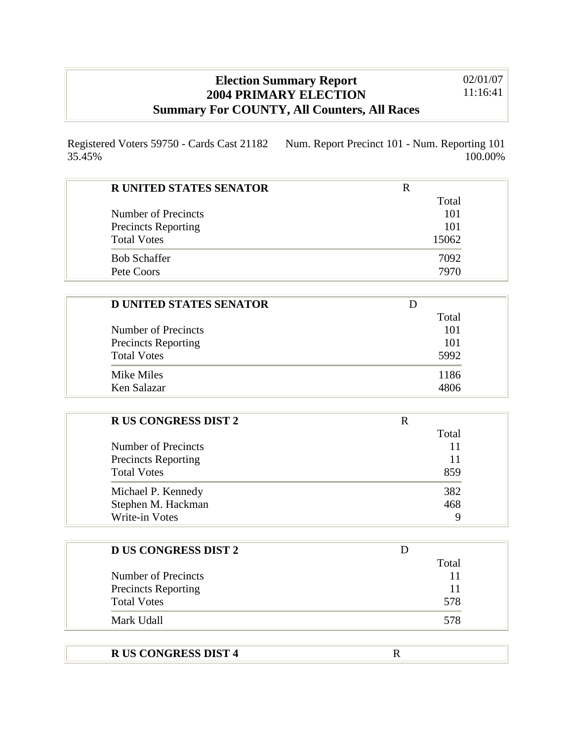# Election Summary Report
## 2004 PRIMARY ELECTION
## Summary For COUNTY, All Counters, All Races

02/01/07
11:16:41

Registered Voters 59750 - Cards Cast 21182 35.45%

Num. Report Precinct 101 - Num. Reporting 101 100.00%

| **R UNITED STATES SENATOR** | R |
|---|---|
| | Total |
| Number of Precincts | 101 |
| Precincts Reporting | 101 |
| Total Votes | 15062 |
| Bob Schaffer | 7092 |
| Pete Coors | 7970 |

| **D UNITED STATES SENATOR** | D |
|---|---|
| | Total |
| Number of Precincts | 101 |
| Precincts Reporting | 101 |
| Total Votes | 5992 |
| Mike Miles | 1186 |
| Ken Salazar | 4806 |

| **R US CONGRESS DIST 2** | R |
|---|---|
| | Total |
| Number of Precincts | 11 |
| Precincts Reporting | 11 |
| Total Votes | 859 |
| Michael P. Kennedy | 382 |
| Stephen M. Hackman | 468 |
| Write-in Votes | 9 |

| **D US CONGRESS DIST 2** | D |
|---|---|
| | Total |
| Number of Precincts | 11 |
| Precincts Reporting | 11 |
| Total Votes | 578 |
| Mark Udall | 578 |

| **R US CONGRESS DIST 4** | R |
|---|---|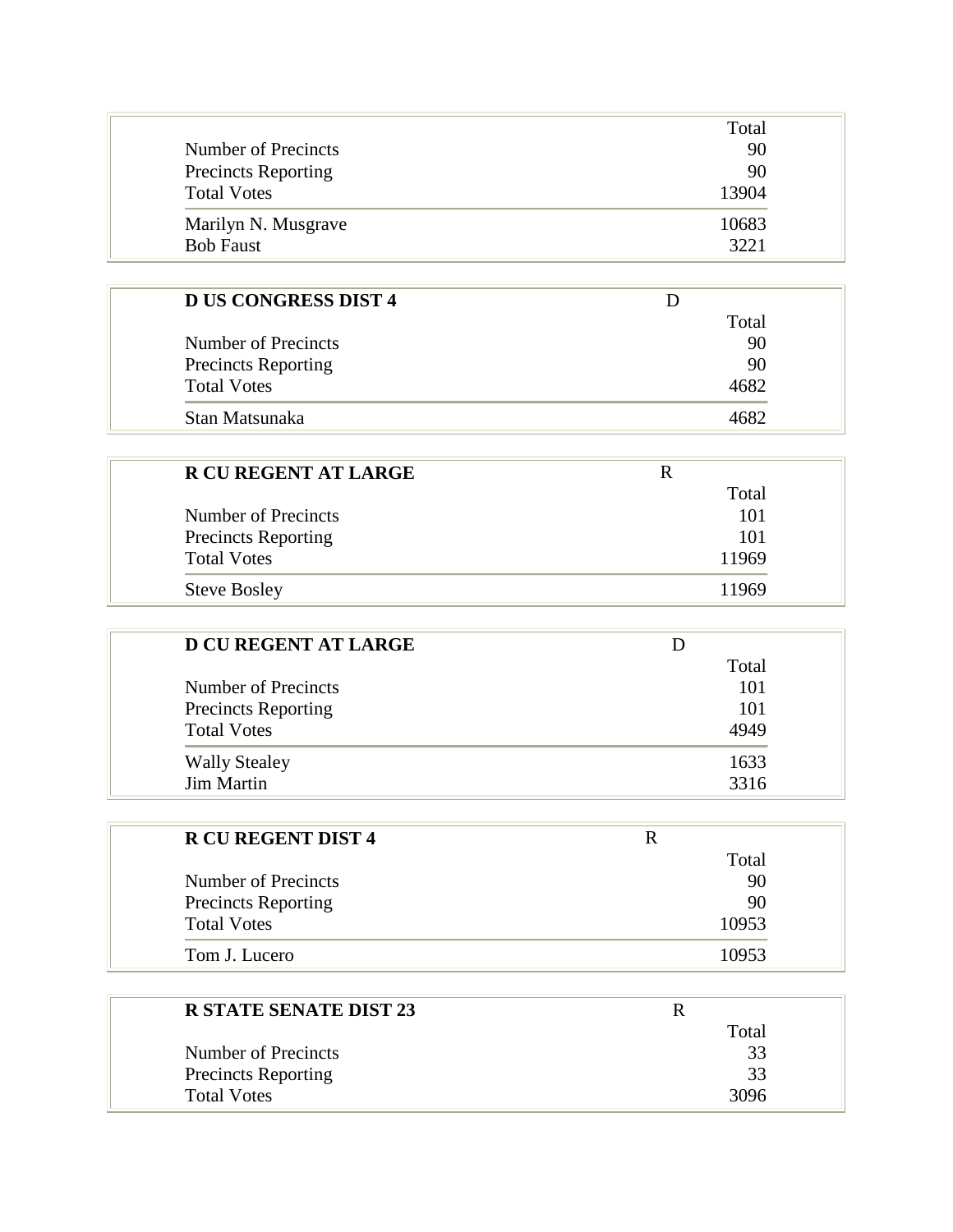| | Total |
|---|---|
| Number of Precincts | 90 |
| Precincts Reporting | 90 |
| Total Votes | 13904 |
| Marilyn N. Musgrave | 10683 |
| Bob Faust | 3221 |

| **D US CONGRESS DIST 4** | D |
|---|---|
| | Total |
| Number of Precincts | 90 |
| Precincts Reporting | 90 |
| Total Votes | 4682 |
| Stan Matsunaka | 4682 |

| **R CU REGENT AT LARGE** | R |
|---|---|
| | Total |
| Number of Precincts | 101 |
| Precincts Reporting | 101 |
| Total Votes | 11969 |
| Steve Bosley | 11969 |

| **D CU REGENT AT LARGE** | D |
|---|---|
| | Total |
| Number of Precincts | 101 |
| Precincts Reporting | 101 |
| Total Votes | 4949 |
| Wally Stealey | 1633 |
| Jim Martin | 3316 |

| **R CU REGENT DIST 4** | R |
|---|---|
| | Total |
| Number of Precincts | 90 |
| Precincts Reporting | 90 |
| Total Votes | 10953 |
| Tom J. Lucero | 10953 |

| **R STATE SENATE DIST 23** | R |
|---|---|
| | Total |
| Number of Precincts | 33 |
| Precincts Reporting | 33 |
| Total Votes | 3096 |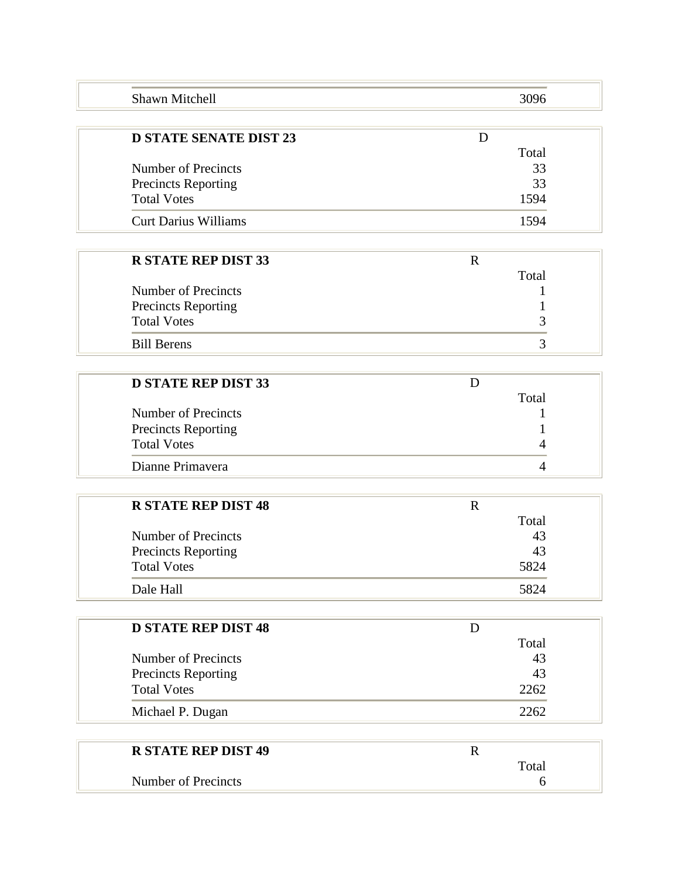| Shawn Mitchell | 3096 |
|---|---|

| D STATE SENATE DIST 23 | D |
|---|---|
| | Total |
| Number of Precincts | 33 |
| Precincts Reporting | 33 |
| Total Votes | 1594 |
| Curt Darius Williams | 1594 |

| R STATE REP DIST 33 | R |
|---|---|
| | Total |
| Number of Precincts | 1 |
| Precincts Reporting | 1 |
| Total Votes | 3 |
| Bill Berens | 3 |

| D STATE REP DIST 33 | D |
|---|---|
| | Total |
| Number of Precincts | 1 |
| Precincts Reporting | 1 |
| Total Votes | 4 |
| Dianne Primavera | 4 |

| R STATE REP DIST 48 | R |
|---|---|
| | Total |
| Number of Precincts | 43 |
| Precincts Reporting | 43 |
| Total Votes | 5824 |
| Dale Hall | 5824 |

| D STATE REP DIST 48 | D |
|---|---|
| | Total |
| Number of Precincts | 43 |
| Precincts Reporting | 43 |
| Total Votes | 2262 |
| Michael P. Dugan | 2262 |

| R STATE REP DIST 49 | R |
|---|---|
| | Total |
| Number of Precincts | 6 |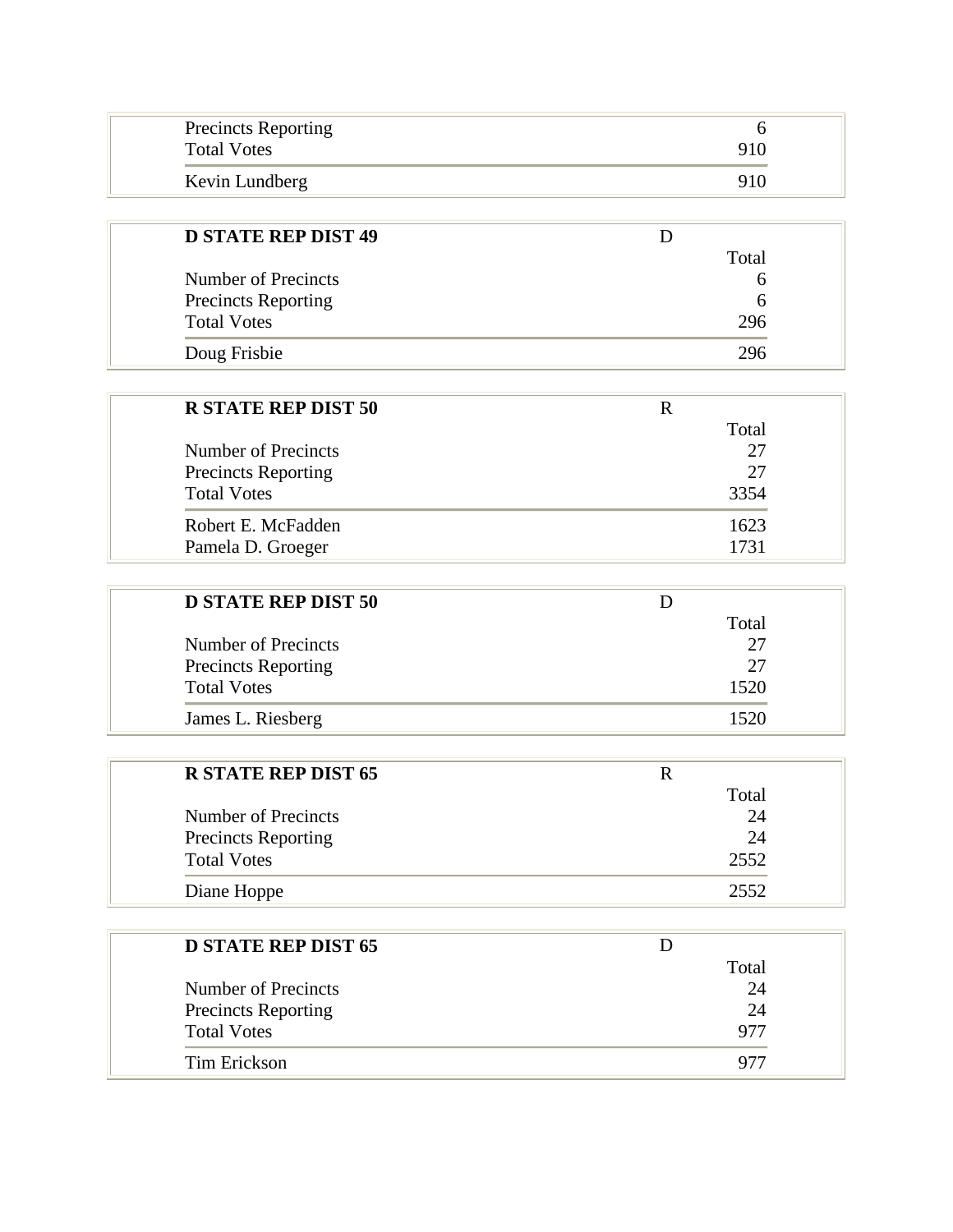| | |
|---|---|
| Precincts Reporting | 6 |
| Total Votes | 910 |
| Kevin Lundberg | 910 |

| **D STATE REP DIST 49** | D |
|---|---|
| | Total |
| Number of Precincts | 6 |
| Precincts Reporting | 6 |
| Total Votes | 296 |
| Doug Frisbie | 296 |

| **R STATE REP DIST 50** | R |
|---|---|
| | Total |
| Number of Precincts | 27 |
| Precincts Reporting | 27 |
| Total Votes | 3354 |
| Robert E. McFadden | 1623 |
| Pamela D. Groeger | 1731 |

| **D STATE REP DIST 50** | D |
|---|---|
| | Total |
| Number of Precincts | 27 |
| Precincts Reporting | 27 |
| Total Votes | 1520 |
| James L. Riesberg | 1520 |

| **R STATE REP DIST 65** | R |
|---|---|
| | Total |
| Number of Precincts | 24 |
| Precincts Reporting | 24 |
| Total Votes | 2552 |
| Diane Hoppe | 2552 |

| **D STATE REP DIST 65** | D |
|---|---|
| | Total |
| Number of Precincts | 24 |
| Precincts Reporting | 24 |
| Total Votes | 977 |
| Tim Erickson | 977 |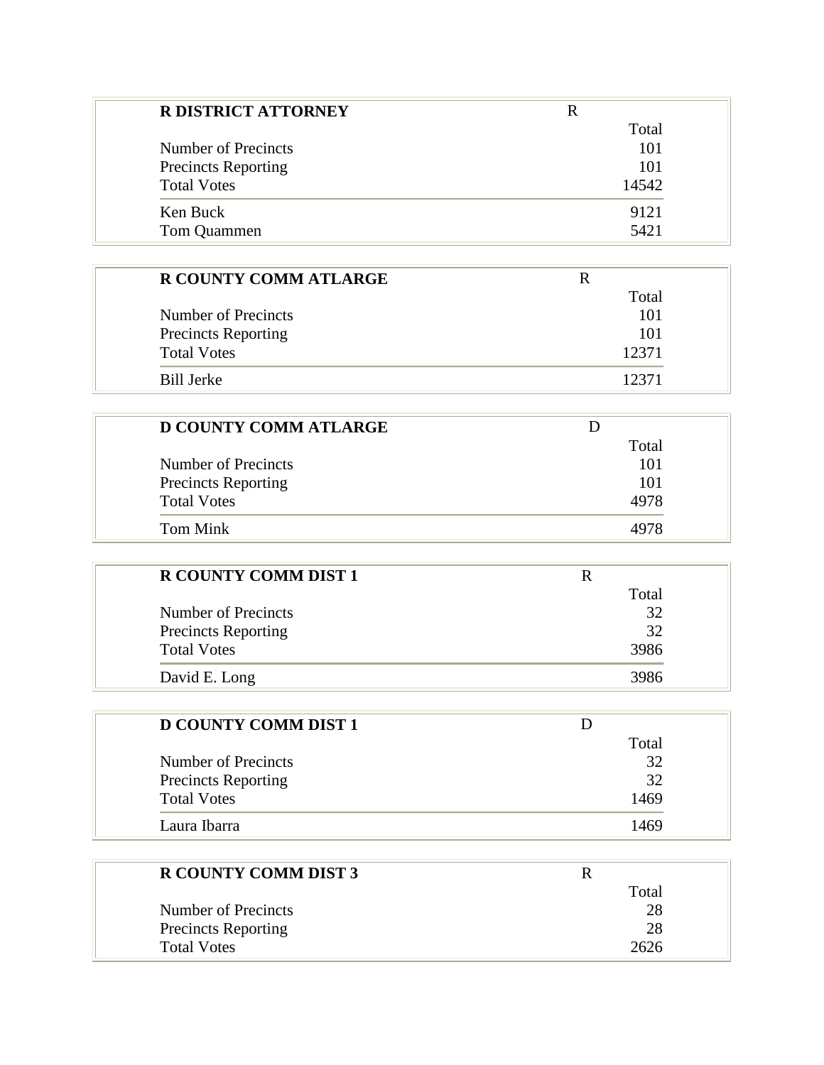| R DISTRICT ATTORNEY | R |
| --- | --- |
| | Total |
| Number of Precincts | 101 |
| Precincts Reporting | 101 |
| Total Votes | 14542 |
| Ken Buck | 9121 |
| Tom Quammen | 5421 |

| R COUNTY COMM ATLARGE | R |
| --- | --- |
| | Total |
| Number of Precincts | 101 |
| Precincts Reporting | 101 |
| Total Votes | 12371 |
| Bill Jerke | 12371 |

| D COUNTY COMM ATLARGE | D |
| --- | --- |
| | Total |
| Number of Precincts | 101 |
| Precincts Reporting | 101 |
| Total Votes | 4978 |
| Tom Mink | 4978 |

| R COUNTY COMM DIST 1 | R |
| --- | --- |
| | Total |
| Number of Precincts | 32 |
| Precincts Reporting | 32 |
| Total Votes | 3986 |
| David E. Long | 3986 |

| D COUNTY COMM DIST 1 | D |
| --- | --- |
| | Total |
| Number of Precincts | 32 |
| Precincts Reporting | 32 |
| Total Votes | 1469 |
| Laura Ibarra | 1469 |

| R COUNTY COMM DIST 3 | R |
| --- | --- |
| | Total |
| Number of Precincts | 28 |
| Precincts Reporting | 28 |
| Total Votes | 2626 |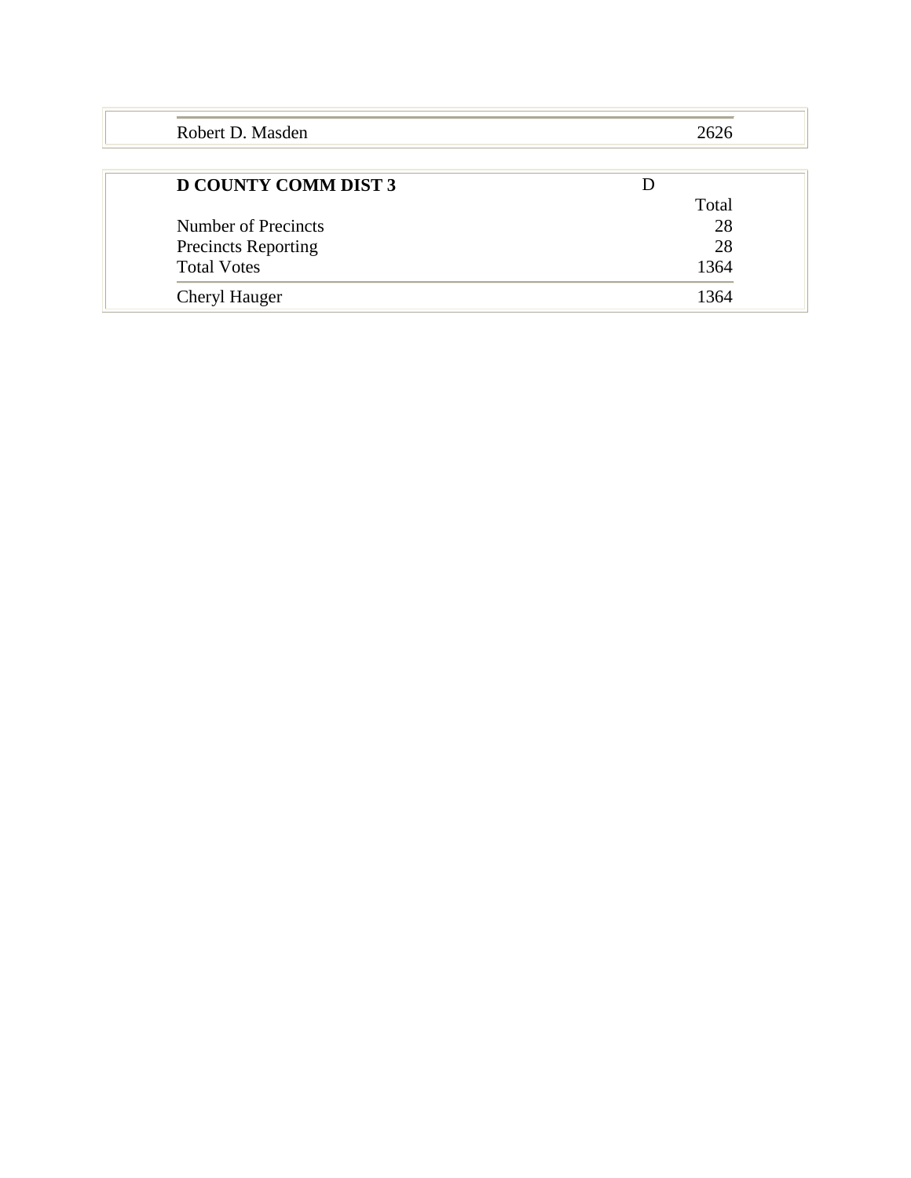| | |
|---|---|
| Robert D. Masden | 2626 |

| **D COUNTY COMM DIST 3** | D |
|---|---|
| | Total |
| Number of Precincts | 28 |
| Precincts Reporting | 28 |
| Total Votes | 1364 |
| Cheryl Hauger | 1364 |